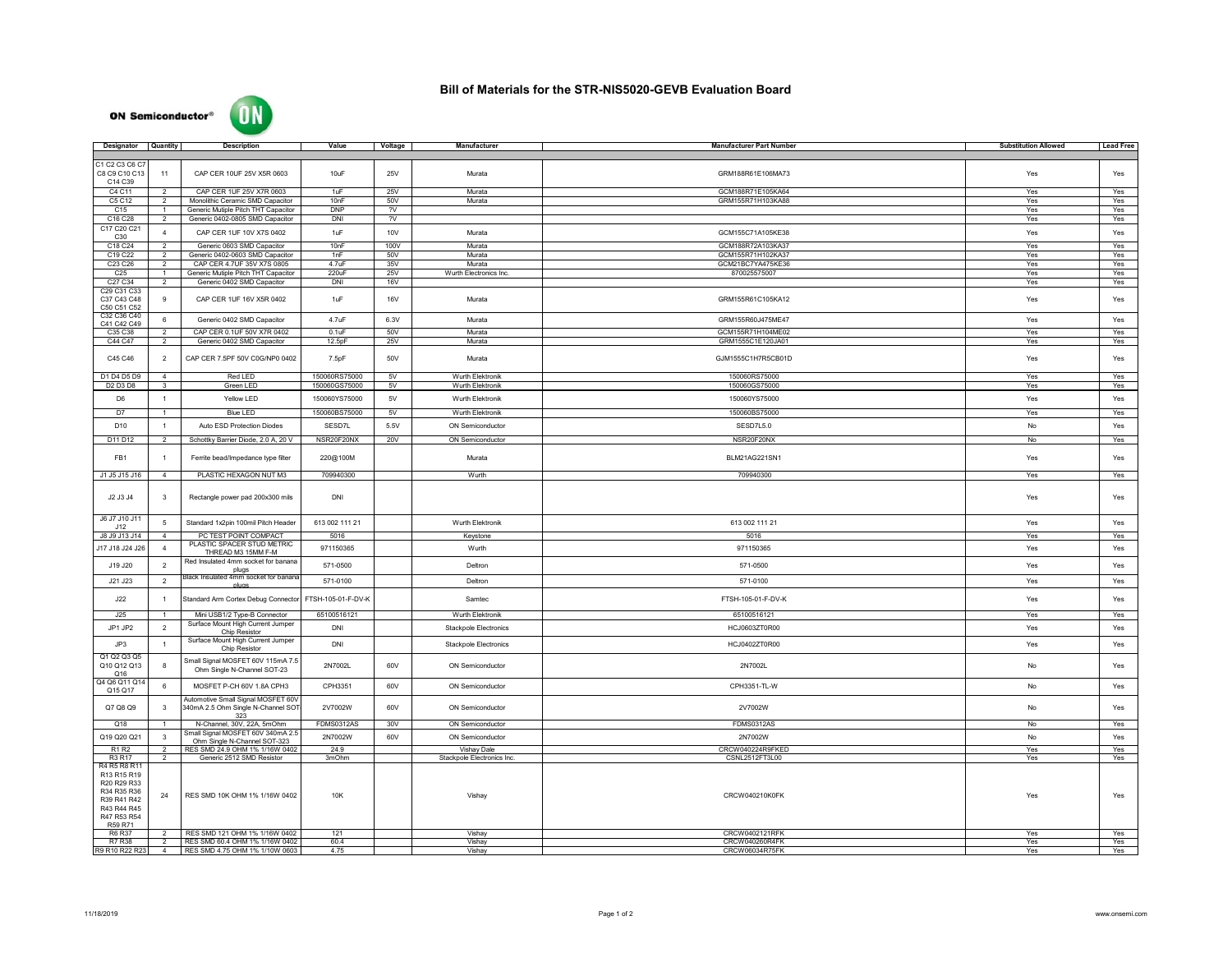# Bill of Materials for the STR-NIS5020-GEVB Evaluation Board

ON Semiconductor®

| Designator | Quantity | Description | Value | Voltage | Manufacturer | Manufacturer Part Number | Substitution Allowed | Lead Free |
|---|---|---|---|---|---|---|---|---|
| C1 C2 C3 C6 C7 C8 C9 C10 C13 C14 C39 | 11 | CAP CER 10UF 25V X5R 0603 | 10uF | 25V | Murata | GRM188R61E106MA73 | Yes | Yes |
| C4 C11 | 2 | CAP CER 1UF 25V X7R 0603 | 1uF | 25V | Murata | GCM188R71E105KA64 | Yes | Yes |
| C5 C12 | 2 | Monolithic Ceramic SMD Capacitor | 10nF | 50V | Murata | GRM155R71H103KA88 | Yes | Yes |
| C15 | 1 | Generic Mutiple Pitch THT Capacitor | DNP | ?V | | | Yes | Yes |
| C16 C28 | 2 | Generic 0402-0805 SMD Capacitor | DNI | ?V | | | Yes | Yes |
| C17 C20 C21 C30 | 4 | CAP CER 1UF 10V X7S 0402 | 1uF | 10V | Murata | GCM155C71A105KE38 | Yes | Yes |
| C18 C24 | 2 | Generic 0603 SMD Capacitor | 10nF | 100V | Murata | GCM188R72A103KA37 | Yes | Yes |
| C19 C22 | 2 | Generic 0402-0603 SMD Capacitor | 1nF | 50V | Murata | GCM155R71H102KA37 | Yes | Yes |
| C23 C26 | 2 | CAP CER 4.7UF 35V X7S 0805 | 4.7uF | 35V | Murata | GCM21BC7YA475KE36 | Yes | Yes |
| C25 | 1 | Generic Mutiple Pitch THT Capacitor | 220uF | 25V | Wurth Electronics Inc. | 870025575007 | Yes | Yes |
| C27 C34 | 2 | Generic 0402 SMD Capacitor | DNI | 16V | | | Yes | Yes |
| C29 C31 C33 C37 C43 C48 C50 C51 C52 | 9 | CAP CER 1UF 16V X5R 0402 | 1uF | 16V | Murata | GRM155R61C105KA12 | Yes | Yes |
| C32 C36 C40 C41 C42 C49 | 6 | Generic 0402 SMD Capacitor | 4.7uF | 6.3V | Murata | GRM155R60J475ME47 | Yes | Yes |
| C35 C38 | 2 | CAP CER 0.1UF 50V X7R 0402 | 0.1uF | 50V | Murata | GCM155R71H104ME02 | Yes | Yes |
| C44 C47 | 2 | Generic 0402 SMD Capacitor | 12.5pF | 25V | Murata | GRM1555C1E120JA01 | Yes | Yes |
| C45 C46 | 2 | CAP CER 7.5PF 50V C0G/NP0 0402 | 7.5pF | 50V | Murata | GJM1555C1H7R5CB01D | Yes | Yes |
| D1 D4 D5 D9 | 4 | Red LED | 150060RS75000 | 5V | Wurth Elektronik | 150060RS75000 | Yes | Yes |
| D2 D3 D8 | 3 | Green LED | 150060GS75000 | 5V | Wurth Elektronik | 150060GS75000 | Yes | Yes |
| D6 | 1 | Yellow LED | 150060YS75000 | 5V | Wurth Elektronik | 150060YS75000 | Yes | Yes |
| D7 | 1 | Blue LED | 150060BS75000 | 5V | Wurth Elektronik | 150060BS75000 | Yes | Yes |
| D10 | 1 | Auto ESD Protection Diodes | SESD7L | 5.5V | ON Semiconductor | SESD7L5.0 | No | Yes |
| D11 D12 | 2 | Schottky Barrier Diode, 2.0 A, 20 V | NSR20F20NX | 20V | ON Semiconductor | NSR20F20NX | No | Yes |
| FB1 | 1 | Ferrite bead/Impedance type filter | 220@100M | | Murata | BLM21AG221SN1 | Yes | Yes |
| J1 J5 J15 J16 | 4 | PLASTIC HEXAGON NUT M3 | 709940300 | | Wurth | 709940300 | Yes | Yes |
| J2 J3 J4 | 3 | Rectangle power pad 200x300 mils | DNI | | | | Yes | Yes |
| J6 J7 J10 J11 J12 | 5 | Standard 1x2pin 100mil Pitch Header | 613 002 111 21 | | Wurth Elektronik | 613 002 111 21 | Yes | Yes |
| J8 J9 J13 J14 | 4 | PC TEST POINT COMPACT | 5016 | | Keystone | 5016 | Yes | Yes |
| J17 J18 J24 J26 | 4 | PLASTIC SPACER STUD METRIC THREAD M3 15MM F-M | 971150365 | | Wurth | 971150365 | Yes | Yes |
| J19 J20 | 2 | Red Insulated 4mm socket for banana plugs | 571-0500 | | Deltron | 571-0500 | Yes | Yes |
| J21 J23 | 2 | Black Insulated 4mm socket for banana plugs | 571-0100 | | Deltron | 571-0100 | Yes | Yes |
| J22 | 1 | Standard Arm Cortex Debug Connector | FTSH-105-01-F-DV-K | | Samtec | FTSH-105-01-F-DV-K | Yes | Yes |
| J25 | 1 | Mini USB1/2 Type-B Connector | 65100516121 | | Wurth Elektronik | 65100516121 | Yes | Yes |
| JP1 JP2 | 2 | Surface Mount High Current Jumper Chip Resistor | DNI | | Stackpole Electronics | HCJ0603ZT0R00 | Yes | Yes |
| JP3 | 1 | Surface Mount High Current Jumper Chip Resistor | DNI | | Stackpole Electronics | HCJ0402ZT0R00 | Yes | Yes |
| Q1 Q2 Q3 Q5 Q10 Q12 Q13 Q16 | 8 | Small Signal MOSFET 60V 115mA 7.5 Ohm Single N-Channel SOT-23 | 2N7002L | 60V | ON Semiconductor | 2N7002L | No | Yes |
| Q4 Q6 Q11 Q14 Q15 Q17 | 6 | MOSFET P-CH 60V 1.8A CPH3 | CPH3351 | 60V | ON Semiconductor | CPH3351-TL-W | No | Yes |
| Q7 Q8 Q9 | 3 | Automotive Small Signal MOSFET 60V 340mA 2.5 Ohm Single N-Channel SOT-323 | 2V7002W | 60V | ON Semiconductor | 2V7002W | No | Yes |
| Q18 | 1 | N-Channel, 30V, 22A, 5mOhm | FDMS0312AS | 30V | ON Semiconductor | FDMS0312AS | No | Yes |
| Q19 Q20 Q21 | 3 | Small Signal MOSFET 60V 340mA 2.5 Ohm Single N-Channel SOT-323 | 2N7002W | 60V | ON Semiconductor | 2N7002W | No | Yes |
| R1 R2 | 2 | RES SMD 24.9 OHM 1% 1/16W 0402 | 24.9 | | Vishay Dale | CRCW040224R9FKED | Yes | Yes |
| R3 R17 | 2 | Generic 2512 SMD Resistor | 3mOhm | | Stackpole Electronics Inc. | CSNL2512FT3L00 | Yes | Yes |
| R4 R5 R8 R11 R13 R15 R19 R20 R29 R33 R34 R35 R36 R39 R41 R42 R43 R44 R45 R47 R53 R54 R59 R71 | 24 | RES SMD 10K OHM 1% 1/16W 0402 | 10K | | Vishay | CRCW040210K0FK | Yes | Yes |
| R6 R37 | 2 | RES SMD 121 OHM 1% 1/16W 0402 | 121 | | Vishay | CRCW0402121RFK | Yes | Yes |
| R7 R38 | 2 | RES SMD 60.4 OHM 1% 1/16W 0402 | 60.4 | | Vishay | CRCW040260R4FK | Yes | Yes |
| R9 R10 R22 R23 | 4 | RES SMD 4.75 OHM 1% 1/10W 0603 | 4.75 | | Vishay | CRCW06034R75FK | Yes | Yes |

11/18/2019 www.onsemi.com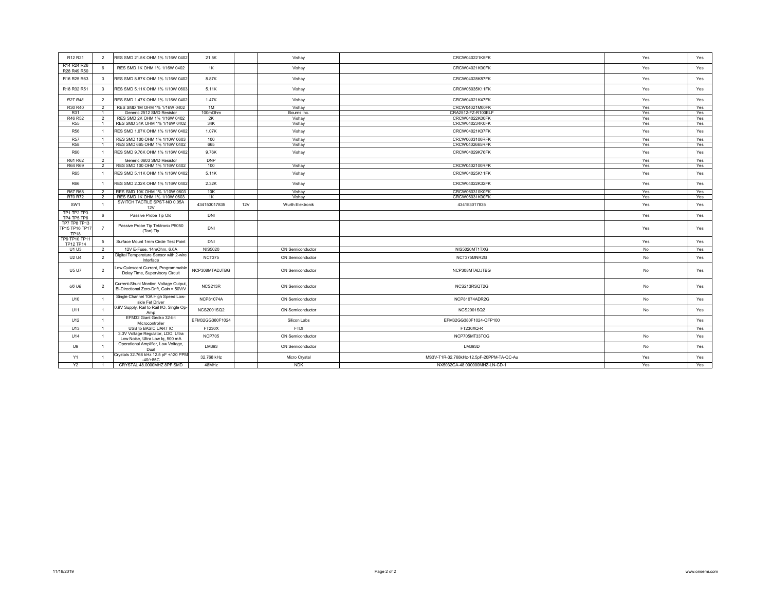| | | | | | | | | |
|---|---|---|---|---|---|---|---|---|
| R12 R21 | 2 | RES SMD 21.5K OHM 1% 1/16W 0402 | 21.5K | | Vishay | CRCW040221K5FK | Yes | Yes |
| R14 R24 R26 R28 R49 R50 | 6 | RES SMD 1K OHM 1% 1/16W 0402 | 1K | | Vishay | CRCW04021K00FK | Yes | Yes |
| R16 R25 R63 | 3 | RES SMD 8.87K OHM 1% 1/16W 0402 | 8.87K | | Vishay | CRCW04028K87FK | Yes | Yes |
| R18 R32 R51 | 3 | RES SMD 5.11K OHM 1% 1/10W 0603 | 5.11K | | Vishay | CRCW06035K11FK | Yes | Yes |
| *R27 R48* | 2 | RES SMD 1.47K OHM 1% 1/16W 0402 | 1.47K | | Vishay | CRCW04021K47FK | Yes | Yes |
| R30 R40 | 2 | RES SMD 1M OHM 1% 1/16W 0402 | 1M | | Vishay | CRCW04021M00FK | Yes | Yes |
| R31 | 1 | Generic 2512 SMD Resistor | 100mOhm | | Bourns Inc. | CRA2512-FZ-R100ELF | Yes | Yes |
| R46 R52 | 2 | RES SMD 2K OHM 1% 1/16W 0402 | 2K | | Vishay | CRCW04022K00FK | Yes | Yes |
| R55 | 1 | RES SMD 34K OHM 1% 1/16W 0402 | 34K | | Vishay | CRCW040234K0FK | Yes | Yes |
| R56 | 1 | RES SMD 1.07K OHM 1% 1/16W 0402 | 1.07K | | Vishay | CRCW04021K07FK | Yes | Yes |
| R57 | 1 | RES SMD 100 OHM 1% 1/10W 0603 | 100 | | Vishay | CRCW0603100RFK | Yes | Yes |
| R58 | 1 | RES SMD 665 OHM 1% 1/16W 0402 | 665 | | Vishay | CRCW0402665RFK | Yes | Yes |
| R60 | 1 | RES SMD 9.76K OHM 1% 1/16W 0402 | 9.76K | | Vishay | CRCW04029K76FK | Yes | Yes |
| R61 R62 | 2 | Generic 0603 SMD Resistor | DNP | | | | Yes | Yes |
| R64 R69 | 2 | RES SMD 100 OHM 1% 1/16W 0402 | 100 | | Vishay | CRCW0402100RFK | Yes | Yes |
| R65 | 1 | RES SMD 5.11K OHM 1% 1/16W 0402 | 5.11K | | Vishay | CRCW04025K11FK | Yes | Yes |
| R66 | 1 | RES SMD 2.32K OHM 1% 1/16W 0402 | 2.32K | | Vishay | CRCW04022K32FK | Yes | Yes |
| R67 R68 | 2 | RES SMD 10K OHM 1% 1/10W 0603 | 10K | | Vishay | CRCW060310K0FK | Yes | Yes |
| R70 R72 | 2 | RES SMD 1K OHM 1% 1/10W 0603 | 1K | | Vishay | CRCW06031K00FK | Yes | Yes |
| SW1 | 1 | SWITCH TACTILE SPST-NO 0.05A 12V | 434153017835 | 12V | Wurth Elektronik | 434153017835 | Yes | Yes |
| TP1 TP2 TP3 TP4 TP5 TP6 | 6 | Passive Probe Tip Old | DNI | | | | Yes | Yes |
| TP7 TP8 TP13 TP15 TP16 TP17 TP18 | 7 | Passive Probe Tip Tektronix P5050 (Tan) Tip | DNI | | | | Yes | Yes |
| TP9 TP10 TP11 TP12 TP14 | 5 | Surface Mount 1mm Circle Test Point | DNI | | | | Yes | Yes |
| U1 U3 | 2 | 12V E-Fuse, 14mOhm, 6.6A | NIS5020 | | ON Semiconductor | NIS5020MT1TXG | No | Yes |
| U2 U4 | 2 | Digital Temperature Sensor with 2-wire Interface | NCT375 | | ON Semiconductor | NCT375MNR2G | No | Yes |
| U5 U7 | 2 | Low Quiescent Current, Programmable Delay Time, Supervisory Circuit | NCP308MTADJTBG | | ON Semiconductor | NCP308MTADJTBG | No | Yes |
| *U6 U8* | 2 | Current-Shunt Monitor, Voltage Output, Bi-Directional Zero-Drift, Gain = 50V/V | NCS213R | | ON Semiconductor | NCS213RSQT2G | No | Yes |
| U10 | 1 | Single Channel 10A High Speed Low-side Fet Driver | NCP81074A | | ON Semiconductor | NCP81074ADR2G | No | Yes |
| U11 | 1 | 0.9V Supply, Rail to Rail I/O, Single Op-Amp | NCS2001SQ2 | | ON Semiconductor | NCS2001SQ2 | No | Yes |
| U12 | 1 | EFM32 Giant Gecko 32-bit Microcontroller | EFM32GG380F1024 | | Silicon Labs | EFM32GG380F1024-QFP100 | | Yes |
| U13 | 1 | USB to BASIC UART IC | FT230X | | FTDI | FT230XQ-R | | Yes |
| U14 | 1 | 3.3V Voltage Regulator, LDO, Ultra Low Noise, Ultra Low Iq, 500 mA | NCP705 | | ON Semiconductor | NCP705MT33TCG | No | Yes |
| U9 | 1 | Operational Amplifier, Low Voltage, Dual | LM393 | | ON Semiconductor | LM393D | No | Yes |
| Y1 | 1 | Crystals 32.768 kHz 12.5 pF +/-20 PPM -40/+85C | 32.768 kHz | | Micro Crystal | MS3V-T1R-32.768kHz-12.5pF-20PPM-TA-QC-Au | Yes | Yes |
| Y2 | 1 | CRYSTAL 48.0000MHZ 8PF SMD | 48MHz | | NDK | NX5032GA-48.000000MHZ-LN-CD-1 | Yes | Yes |